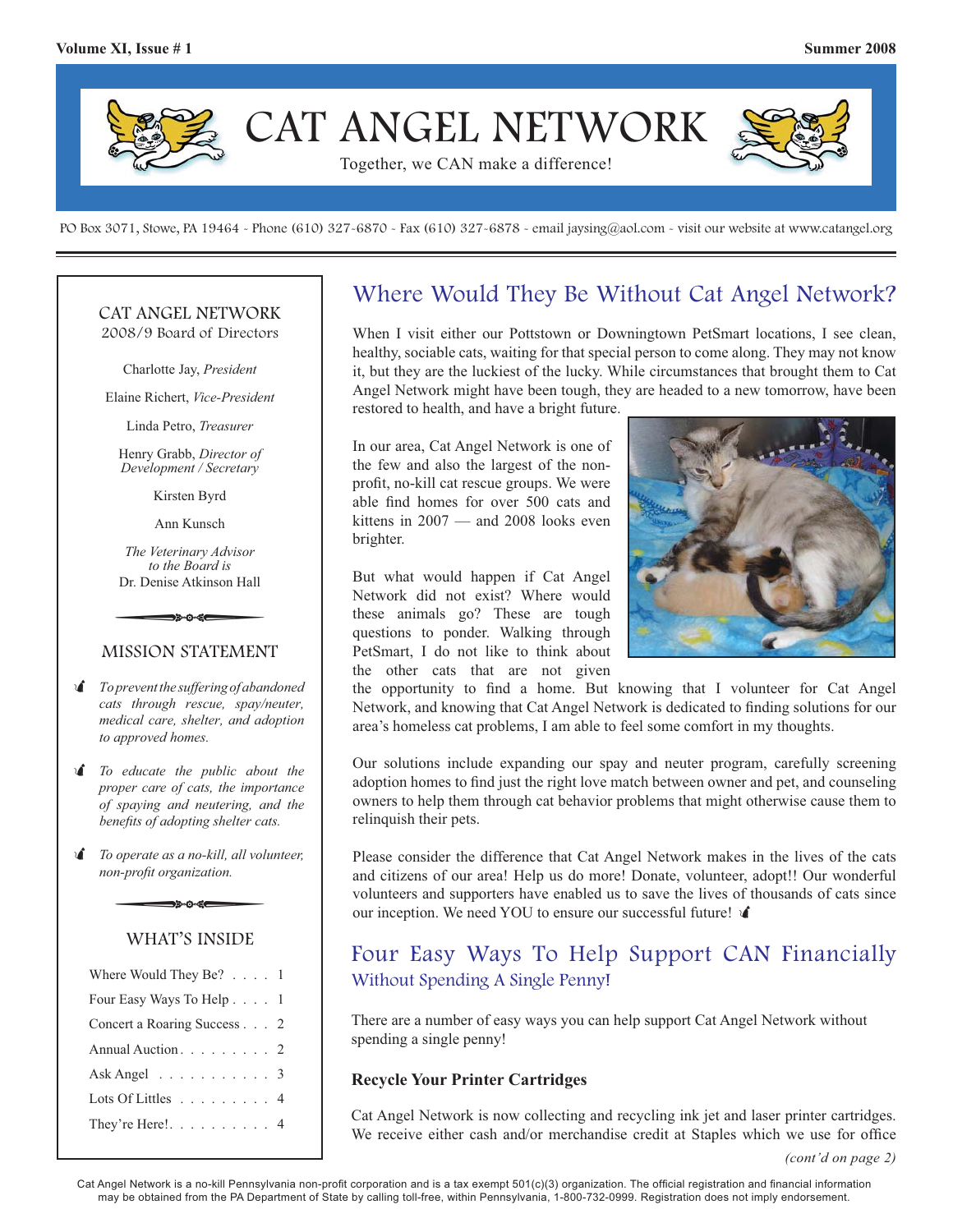# CAT ANGEL NETWORK

Together, we CAN make a difference!

PO Box 3071, Stowe, PA 19464 - Phone (610) 327-6870 - Fax (610) 327-6878 - email jaysing@aol.com - visit our website at www.catangel.org

## CAT ANGEL NETWORK
2008/9 Board of Directors

Charlotte Jay, *President*

Elaine Richert, *Vice-President*

Linda Petro, *Treasurer*

Henry Grabb, *Director of Development / Secretary*

Kirsten Byrd

Ann Kunsch

*The Veterinary Advisor to the Board is*
Dr. Denise Atkinson Hall

## MISSION STATEMENT

- *To prevent the suffering of abandoned cats through rescue, spay/neuter, medical care, shelter, and adoption to approved homes.*
- *To educate the public about the proper care of cats, the importance of spaying and neutering, and the benefits of adopting shelter cats.*
- *To operate as a no-kill, all volunteer, non-profit organization.*

## WHAT'S INSIDE

| | |
|---|---|
| Where Would They Be? | 1 |
| Four Easy Ways To Help | 1 |
| Concert a Roaring Success | 2 |
| Annual Auction | 2 |
| Ask Angel | 3 |
| Lots Of Littles | 4 |
| They're Here! | 4 |

## Where Would They Be Without Cat Angel Network?

When I visit either our Pottstown or Downingtown PetSmart locations, I see clean, healthy, sociable cats, waiting for that special person to come along. They may not know it, but they are the luckiest of the lucky. While circumstances that brought them to Cat Angel Network might have been tough, they are headed to a new tomorrow, have been restored to health, and have a bright future.

In our area, Cat Angel Network is one of the few and also the largest of the non-profit, no-kill cat rescue groups. We were able find homes for over 500 cats and kittens in 2007 — and 2008 looks even brighter.

But what would happen if Cat Angel Network did not exist? Where would these animals go? These are tough questions to ponder. Walking through PetSmart, I do not like to think about the other cats that are not given the opportunity to find a home. But knowing that I volunteer for Cat Angel Network, and knowing that Cat Angel Network is dedicated to finding solutions for our area's homeless cat problems, I am able to feel some comfort in my thoughts.

Our solutions include expanding our spay and neuter program, carefully screening adoption homes to find just the right love match between owner and pet, and counseling owners to help them through cat behavior problems that might otherwise cause them to relinquish their pets.

Please consider the difference that Cat Angel Network makes in the lives of the cats and citizens of our area! Help us do more! Donate, volunteer, adopt!! Our wonderful volunteers and supporters have enabled us to save the lives of thousands of cats since our inception. We need YOU to ensure our successful future!

## Four Easy Ways To Help Support CAN Financially
### Without Spending A Single Penny!

There are a number of easy ways you can help support Cat Angel Network without spending a single penny!

**Recycle Your Printer Cartridges**

Cat Angel Network is now collecting and recycling ink jet and laser printer cartridges. We receive either cash and/or merchandise credit at Staples which we use for office

*(cont'd on page 2)*

Cat Angel Network is a no-kill Pennsylvania non-profit corporation and is a tax exempt 501(c)(3) organization. The official registration and financial information may be obtained from the PA Department of State by calling toll-free, within Pennsylvania, 1-800-732-0999. Registration does not imply endorsement.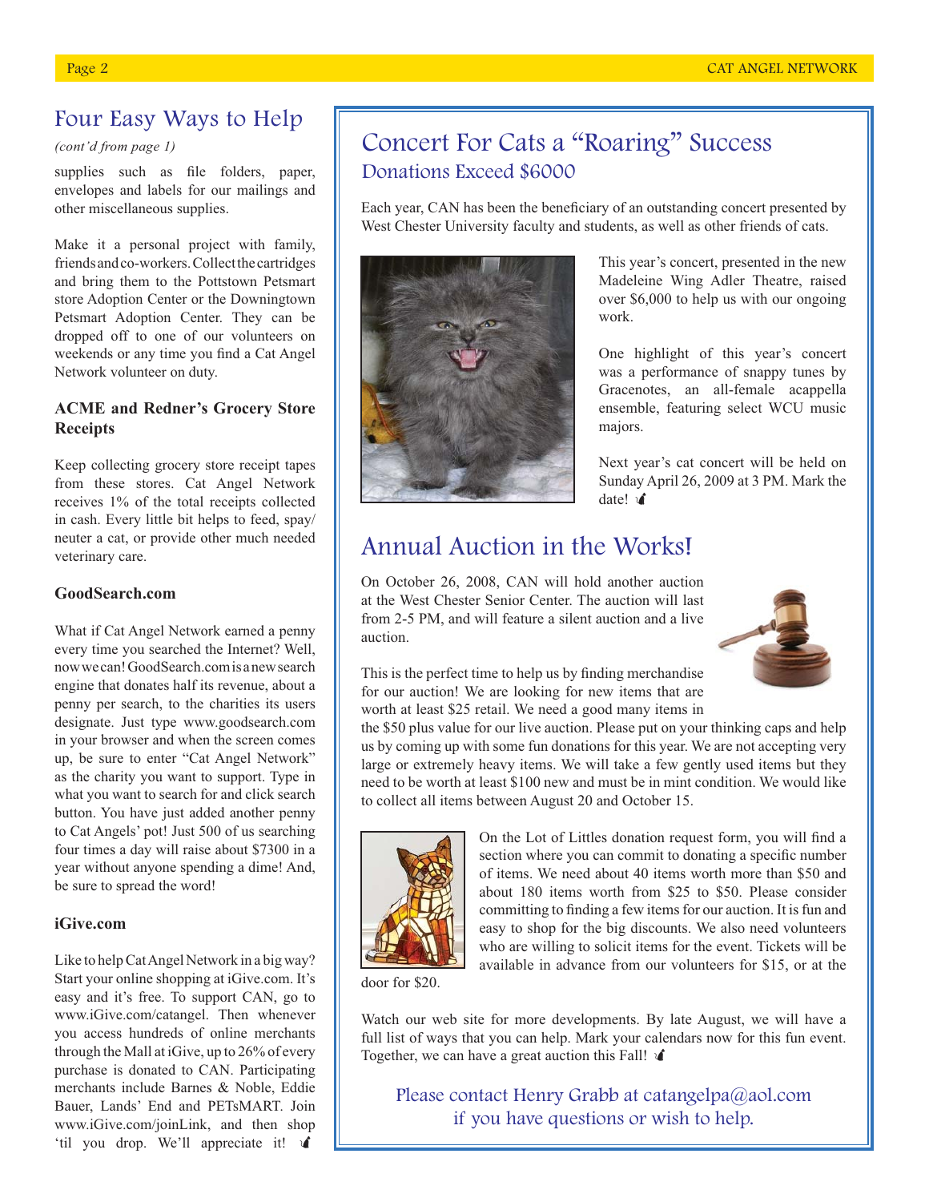## Four Easy Ways to Help

*(cont'd from page 1)*

supplies such as file folders, paper, envelopes and labels for our mailings and other miscellaneous supplies.

Make it a personal project with family, friends and co-workers. Collect the cartridges and bring them to the Pottstown Petsmart store Adoption Center or the Downingtown Petsmart Adoption Center. They can be dropped off to one of our volunteers on weekends or any time you find a Cat Angel Network volunteer on duty.

**ACME and Redner's Grocery Store Receipts**

Keep collecting grocery store receipt tapes from these stores. Cat Angel Network receives 1% of the total receipts collected in cash. Every little bit helps to feed, spay/neuter a cat, or provide other much needed veterinary care.

**GoodSearch.com**

What if Cat Angel Network earned a penny every time you searched the Internet? Well, now we can! GoodSearch.com is a new search engine that donates half its revenue, about a penny per search, to the charities its users designate. Just type www.goodsearch.com in your browser and when the screen comes up, be sure to enter "Cat Angel Network" as the charity you want to support. Type in what you want to search for and click search button. You have just added another penny to Cat Angels' pot! Just 500 of us searching four times a day will raise about $7300 in a year without anyone spending a dime! And, be sure to spread the word!

**iGive.com**

Like to help Cat Angel Network in a big way? Start your online shopping at iGive.com. It's easy and it's free. To support CAN, go to www.iGive.com/catangel. Then whenever you access hundreds of online merchants through the Mall at iGive, up to 26% of every purchase is donated to CAN. Participating merchants include Barnes & Noble, Eddie Bauer, Lands' End and PETsMART. Join www.iGive.com/joinLink, and then shop 'til you drop. We'll appreciate it!

## Concert For Cats a "Roaring" Success

### Donations Exceed $6000

Each year, CAN has been the beneficiary of an outstanding concert presented by West Chester University faculty and students, as well as other friends of cats.

This year's concert, presented in the new Madeleine Wing Adler Theatre, raised over $6,000 to help us with our ongoing work.

One highlight of this year's concert was a performance of snappy tunes by Gracenotes, an all-female acappella ensemble, featuring select WCU music majors.

Next year's cat concert will be held on Sunday April 26, 2009 at 3 PM. Mark the date!

## Annual Auction in the Works!

On October 26, 2008, CAN will hold another auction at the West Chester Senior Center. The auction will last from 2-5 PM, and will feature a silent auction and a live auction.

This is the perfect time to help us by finding merchandise for our auction! We are looking for new items that are worth at least $25 retail. We need a good many items in the $50 plus value for our live auction. Please put on your thinking caps and help us by coming up with some fun donations for this year. We are not accepting very large or extremely heavy items. We will take a few gently used items but they need to be worth at least $100 new and must be in mint condition. We would like to collect all items between August 20 and October 15.

On the Lot of Littles donation request form, you will find a section where you can commit to donating a specific number of items. We need about 40 items worth more than $50 and about 180 items worth from $25 to $50. Please consider committing to finding a few items for our auction. It is fun and easy to shop for the big discounts. We also need volunteers who are willing to solicit items for the event. Tickets will be available in advance from our volunteers for $15, or at the door for $20.

Watch our web site for more developments. By late August, we will have a full list of ways that you can help. Mark your calendars now for this fun event. Together, we can have a great auction this Fall!

Please contact Henry Grabb at catangelpa@aol.com if you have questions or wish to help.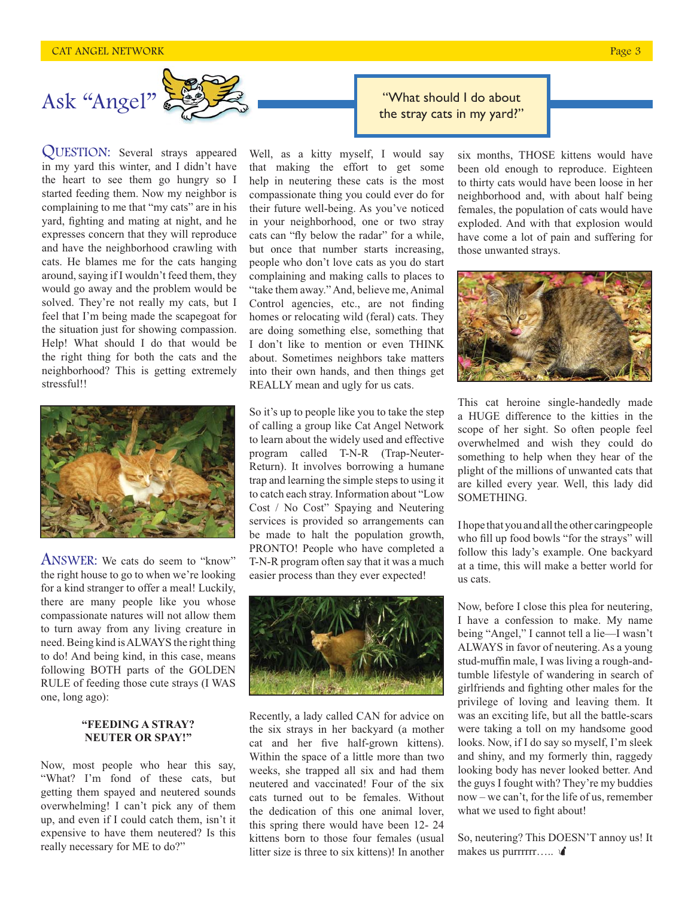# Ask "Angel"

> "What should I do about the stray cats in my yard?"

**QUESTION:** Several strays appeared in my yard this winter, and I didn't have the heart to see them go hungry so I started feeding them. Now my neighbor is complaining to me that "my cats" are in his yard, fighting and mating at night, and he expresses concern that they will reproduce and have the neighborhood crawling with cats. He blames me for the cats hanging around, saying if I wouldn't feed them, they would go away and the problem would be solved. They're not really my cats, but I feel that I'm being made the scapegoat for the situation just for showing compassion. Help! What should I do that would be the right thing for both the cats and the neighborhood? This is getting extremely stressful!!

**ANSWER:** We cats do seem to "know" the right house to go to when we're looking for a kind stranger to offer a meal! Luckily, there are many people like you whose compassionate natures will not allow them to turn away from any living creature in need. Being kind is ALWAYS the right thing to do! And being kind, in this case, means following BOTH parts of the GOLDEN RULE of feeding those cute strays (I WAS one, long ago):

**"FEEDING A STRAY? NEUTER OR SPAY!"**

Now, most people who hear this say, "What? I'm fond of these cats, but getting them spayed and neutered sounds overwhelming! I can't pick any of them up, and even if I could catch them, isn't it expensive to have them neutered? Is this really necessary for ME to do?"

Well, as a kitty myself, I would say that making the effort to get some help in neutering these cats is the most compassionate thing you could ever do for their future well-being. As you've noticed in your neighborhood, one or two stray cats can "fly below the radar" for a while, but once that number starts increasing, people who don't love cats as you do start complaining and making calls to places to "take them away." And, believe me, Animal Control agencies, etc., are not finding homes or relocating wild (feral) cats. They are doing something else, something that I don't like to mention or even THINK about. Sometimes neighbors take matters into their own hands, and then things get REALLY mean and ugly for us cats.

So it's up to people like you to take the step of calling a group like Cat Angel Network to learn about the widely used and effective program called T-N-R (Trap-Neuter-Return). It involves borrowing a humane trap and learning the simple steps to using it to catch each stray. Information about "Low Cost / No Cost" Spaying and Neutering services is provided so arrangements can be made to halt the population growth, PRONTO! People who have completed a T-N-R program often say that it was a much easier process than they ever expected!

Recently, a lady called CAN for advice on the six strays in her backyard (a mother cat and her five half-grown kittens). Within the space of a little more than two weeks, she trapped all six and had them neutered and vaccinated! Four of the six cats turned out to be females. Without the dedication of this one animal lover, this spring there would have been 12- 24 kittens born to those four females (usual litter size is three to six kittens)! In another six months, THOSE kittens would have been old enough to reproduce. Eighteen to thirty cats would have been loose in her neighborhood and, with about half being females, the population of cats would have exploded. And with that explosion would have come a lot of pain and suffering for those unwanted strays.

This cat heroine single-handedly made a HUGE difference to the kitties in the scope of her sight. So often people feel overwhelmed and wish they could do something to help when they hear of the plight of the millions of unwanted cats that are killed every year. Well, this lady did SOMETHING.

I hope that you and all the other caring people who fill up food bowls "for the strays" will follow this lady's example. One backyard at a time, this will make a better world for us cats.

Now, before I close this plea for neutering, I have a confession to make. My name being "Angel," I cannot tell a lie—I wasn't ALWAYS in favor of neutering. As a young stud-muffin male, I was living a rough-and-tumble lifestyle of wandering in search of girlfriends and fighting other males for the privilege of loving and leaving them. It was an exciting life, but all the battle-scars were taking a toll on my handsome good looks. Now, if I do say so myself, I'm sleek and shiny, and my formerly thin, raggedy looking body has never looked better. And the guys I fought with? They're my buddies now – we can't, for the life of us, remember what we used to fight about!

So, neutering? This DOESN'T annoy us! It makes us purrrrrr…..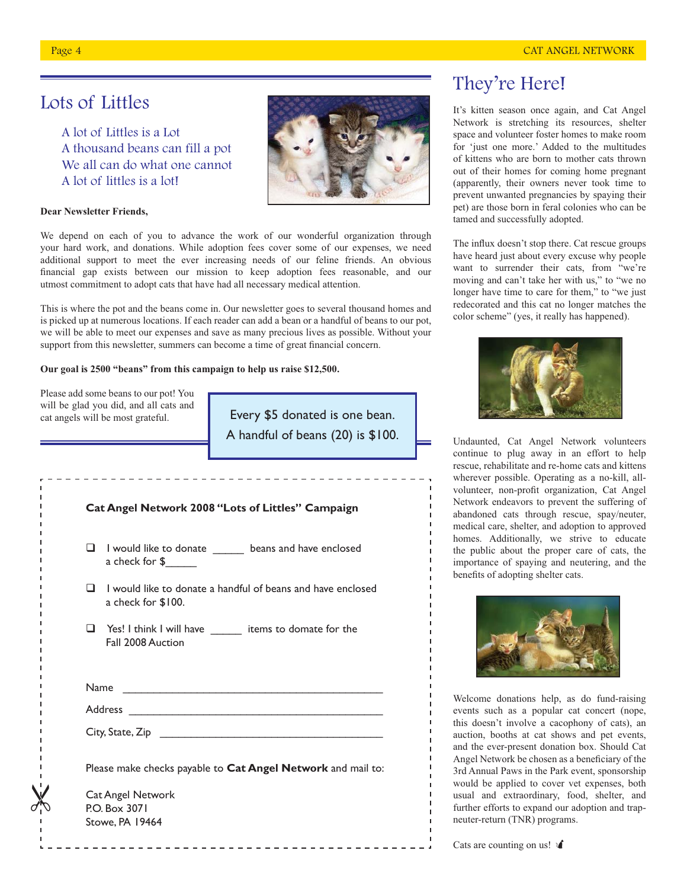# Lots of Littles

A lot of Littles is a Lot
A thousand beans can fill a pot
We all can do what one cannot
A lot of littles is a lot!

**Dear Newsletter Friends,**

We depend on each of you to advance the work of our wonderful organization through your hard work, and donations. While adoption fees cover some of our expenses, we need additional support to meet the ever increasing needs of our feline friends. An obvious financial gap exists between our mission to keep adoption fees reasonable, and our utmost commitment to adopt cats that have had all necessary medical attention.

This is where the pot and the beans come in. Our newsletter goes to several thousand homes and is picked up at numerous locations. If each reader can add a bean or a handful of beans to our pot, we will be able to meet our expenses and save as many precious lives as possible. Without your support from this newsletter, summers can become a time of great financial concern.

**Our goal is 2500 "beans" from this campaign to help us raise $12,500.**

Please add some beans to our pot! You will be glad you did, and all cats and cat angels will be most grateful.

Every $5 donated is one bean.
A handful of beans (20) is $100.

**Cat Angel Network 2008 "Lots of Littles" Campaign**

- ❑ I would like to donate _____ beans and have enclosed a check for $_____
- ❑ I would like to donate a handful of beans and have enclosed a check for $100.
- ❑ Yes! I think I will have _____ items to domate for the Fall 2008 Auction

Name ____________________________________________

Address __________________________________________

City, State, Zip ____________________________________

Please make checks payable to **Cat Angel Network** and mail to:

Cat Angel Network
P.O. Box 3071
Stowe, PA 19464

# They're Here!

It's kitten season once again, and Cat Angel Network is stretching its resources, shelter space and volunteer foster homes to make room for 'just one more.' Added to the multitudes of kittens who are born to mother cats thrown out of their homes for coming home pregnant (apparently, their owners never took time to prevent unwanted pregnancies by spaying their pet) are those born in feral colonies who can be tamed and successfully adopted.

The influx doesn't stop there. Cat rescue groups have heard just about every excuse why people want to surrender their cats, from "we're moving and can't take her with us," to "we no longer have time to care for them," to "we just redecorated and this cat no longer matches the color scheme" (yes, it really has happened).

Undaunted, Cat Angel Network volunteers continue to plug away in an effort to help rescue, rehabilitate and re-home cats and kittens wherever possible. Operating as a no-kill, all-volunteer, non-profit organization, Cat Angel Network endeavors to prevent the suffering of abandoned cats through rescue, spay/neuter, medical care, shelter, and adoption to approved homes. Additionally, we strive to educate the public about the proper care of cats, the importance of spaying and neutering, and the benefits of adopting shelter cats.

Welcome donations help, as do fund-raising events such as a popular cat concert (nope, this doesn't involve a cacophony of cats), an auction, booths at cat shows and pet events, and the ever-present donation box. Should Cat Angel Network be chosen as a beneficiary of the 3rd Annual Paws in the Park event, sponsorship would be applied to cover vet expenses, both usual and extraordinary, food, shelter, and further efforts to expand our adoption and trap-neuter-return (TNR) programs.

Cats are counting on us!